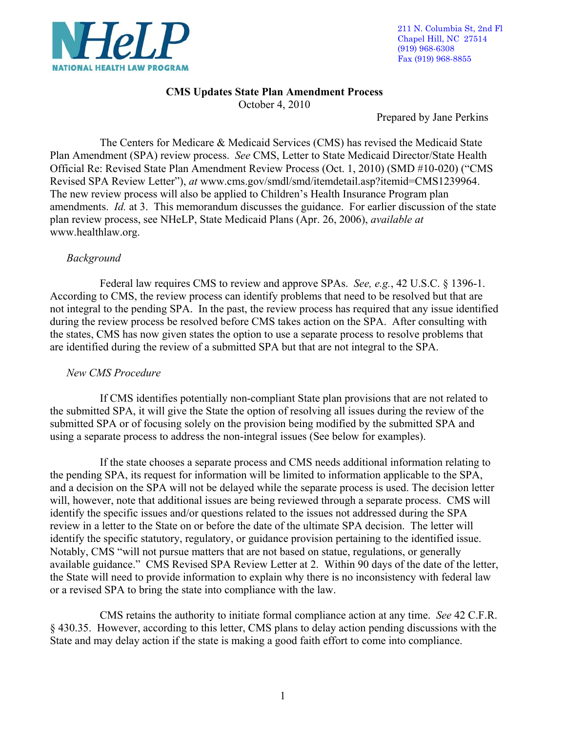**NHeLP**
**NATIONAL HEALTH LAW PROGRAM**

211 N. Columbia St, 2nd Fl
Chapel Hill, NC 27514
(919) 968-6308
Fax (919) 968-8855

**CMS Updates State Plan Amendment Process**
October 4, 2010

Prepared by Jane Perkins

The Centers for Medicare & Medicaid Services (CMS) has revised the Medicaid State Plan Amendment (SPA) review process. *See* CMS, Letter to State Medicaid Director/State Health Official Re: Revised State Plan Amendment Review Process (Oct. 1, 2010) (SMD #10-020) ("CMS Revised SPA Review Letter"), *at* www.cms.gov/smdl/smd/itemdetail.asp?itemid=CMS1239964. The new review process will also be applied to Children's Health Insurance Program plan amendments. *Id.* at 3. This memorandum discusses the guidance. For earlier discussion of the state plan review process, see NHeLP, State Medicaid Plans (Apr. 26, 2006), *available at* www.healthlaw.org.

*Background*

Federal law requires CMS to review and approve SPAs. *See, e.g.*, 42 U.S.C. § 1396-1. According to CMS, the review process can identify problems that need to be resolved but that are not integral to the pending SPA. In the past, the review process has required that any issue identified during the review process be resolved before CMS takes action on the SPA. After consulting with the states, CMS has now given states the option to use a separate process to resolve problems that are identified during the review of a submitted SPA but that are not integral to the SPA.

*New CMS Procedure*

If CMS identifies potentially non-compliant State plan provisions that are not related to the submitted SPA, it will give the State the option of resolving all issues during the review of the submitted SPA or of focusing solely on the provision being modified by the submitted SPA and using a separate process to address the non-integral issues (See below for examples).

If the state chooses a separate process and CMS needs additional information relating to the pending SPA, its request for information will be limited to information applicable to the SPA, and a decision on the SPA will not be delayed while the separate process is used. The decision letter will, however, note that additional issues are being reviewed through a separate process. CMS will identify the specific issues and/or questions related to the issues not addressed during the SPA review in a letter to the State on or before the date of the ultimate SPA decision. The letter will identify the specific statutory, regulatory, or guidance provision pertaining to the identified issue. Notably, CMS "will not pursue matters that are not based on statue, regulations, or generally available guidance." CMS Revised SPA Review Letter at 2. Within 90 days of the date of the letter, the State will need to provide information to explain why there is no inconsistency with federal law or a revised SPA to bring the state into compliance with the law.

CMS retains the authority to initiate formal compliance action at any time. *See* 42 C.F.R. § 430.35. However, according to this letter, CMS plans to delay action pending discussions with the State and may delay action if the state is making a good faith effort to come into compliance.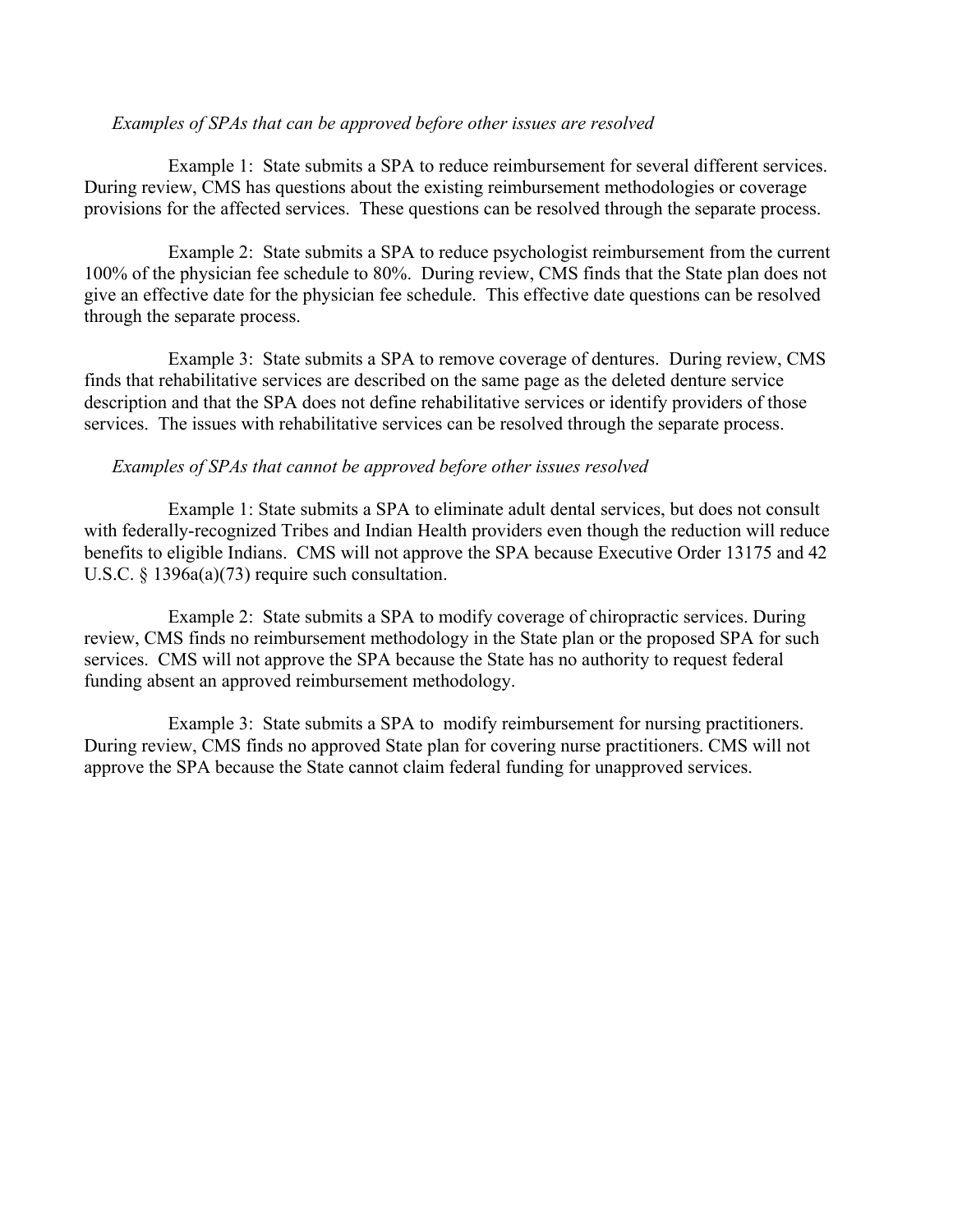*Examples of SPAs that can be approved before other issues are resolved*

Example 1: State submits a SPA to reduce reimbursement for several different services. During review, CMS has questions about the existing reimbursement methodologies or coverage provisions for the affected services. These questions can be resolved through the separate process.

Example 2: State submits a SPA to reduce psychologist reimbursement from the current 100% of the physician fee schedule to 80%. During review, CMS finds that the State plan does not give an effective date for the physician fee schedule. This effective date questions can be resolved through the separate process.

Example 3: State submits a SPA to remove coverage of dentures. During review, CMS finds that rehabilitative services are described on the same page as the deleted denture service description and that the SPA does not define rehabilitative services or identify providers of those services. The issues with rehabilitative services can be resolved through the separate process.

*Examples of SPAs that cannot be approved before other issues resolved*

Example 1: State submits a SPA to eliminate adult dental services, but does not consult with federally-recognized Tribes and Indian Health providers even though the reduction will reduce benefits to eligible Indians. CMS will not approve the SPA because Executive Order 13175 and 42 U.S.C. § 1396a(a)(73) require such consultation.

Example 2: State submits a SPA to modify coverage of chiropractic services. During review, CMS finds no reimbursement methodology in the State plan or the proposed SPA for such services. CMS will not approve the SPA because the State has no authority to request federal funding absent an approved reimbursement methodology.

Example 3: State submits a SPA to modify reimbursement for nursing practitioners. During review, CMS finds no approved State plan for covering nurse practitioners. CMS will not approve the SPA because the State cannot claim federal funding for unapproved services.